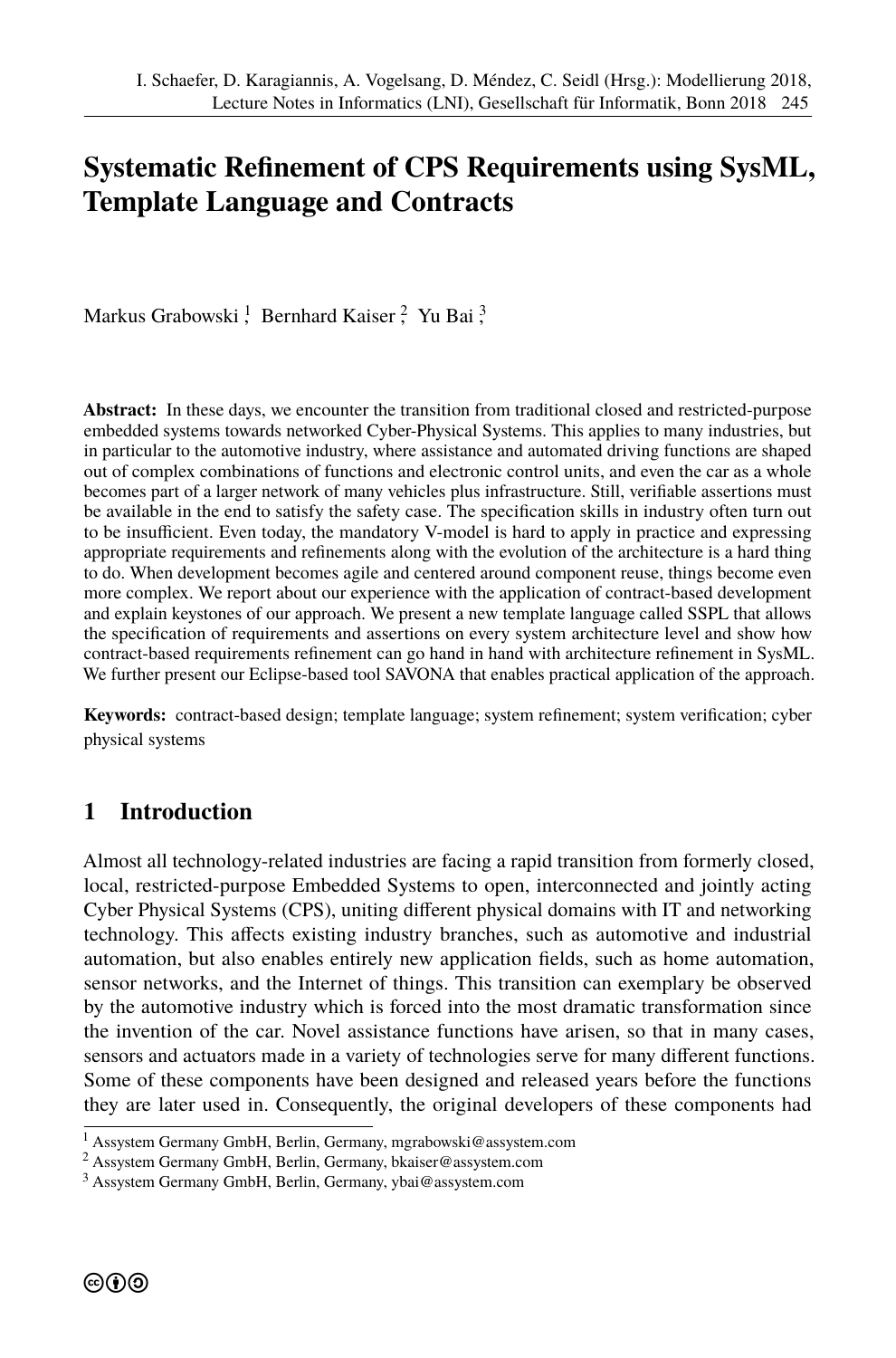# Systematic Refinement of CPS Requirements using SysML, Template Language and Contracts

Markus Grabowski [1], Bernhard Kaiser [2], Yu Bai [3]

**Abstract:** In these days, we encounter the transition from traditional closed and restricted-purpose embedded systems towards networked Cyber-Physical Systems. This applies to many industries, but in particular to the automotive industry, where assistance and automated driving functions are shaped out of complex combinations of functions and electronic control units, and even the car as a whole becomes part of a larger network of many vehicles plus infrastructure. Still, verifiable assertions must be available in the end to satisfy the safety case. The specification skills in industry often turn out to be insufficient. Even today, the mandatory V-model is hard to apply in practice and expressing appropriate requirements and refinements along with the evolution of the architecture is a hard thing to do. When development becomes agile and centered around component reuse, things become even more complex. We report about our experience with the application of contract-based development and explain keystones of our approach. We present a new template language called SSPL that allows the specification of requirements and assertions on every system architecture level and show how contract-based requirements refinement can go hand in hand with architecture refinement in SysML. We further present our Eclipse-based tool SAVONA that enables practical application of the approach.

**Keywords:** contract-based design; template language; system refinement; system verification; cyber physical systems

## 1 Introduction

Almost all technology-related industries are facing a rapid transition from formerly closed, local, restricted-purpose Embedded Systems to open, interconnected and jointly acting Cyber Physical Systems (CPS), uniting different physical domains with IT and networking technology. This affects existing industry branches, such as automotive and industrial automation, but also enables entirely new application fields, such as home automation, sensor networks, and the Internet of things. This transition can exemplary be observed by the automotive industry which is forced into the most dramatic transformation since the invention of the car. Novel assistance functions have arisen, so that in many cases, sensors and actuators made in a variety of technologies serve for many different functions. Some of these components have been designed and released years before the functions they are later used in. Consequently, the original developers of these components had

[1] Assystem Germany GmbH, Berlin, Germany, mgrabowski@assystem.com

[2] Assystem Germany GmbH, Berlin, Germany, bkaiser@assystem.com

[3] Assystem Germany GmbH, Berlin, Germany, ybai@assystem.com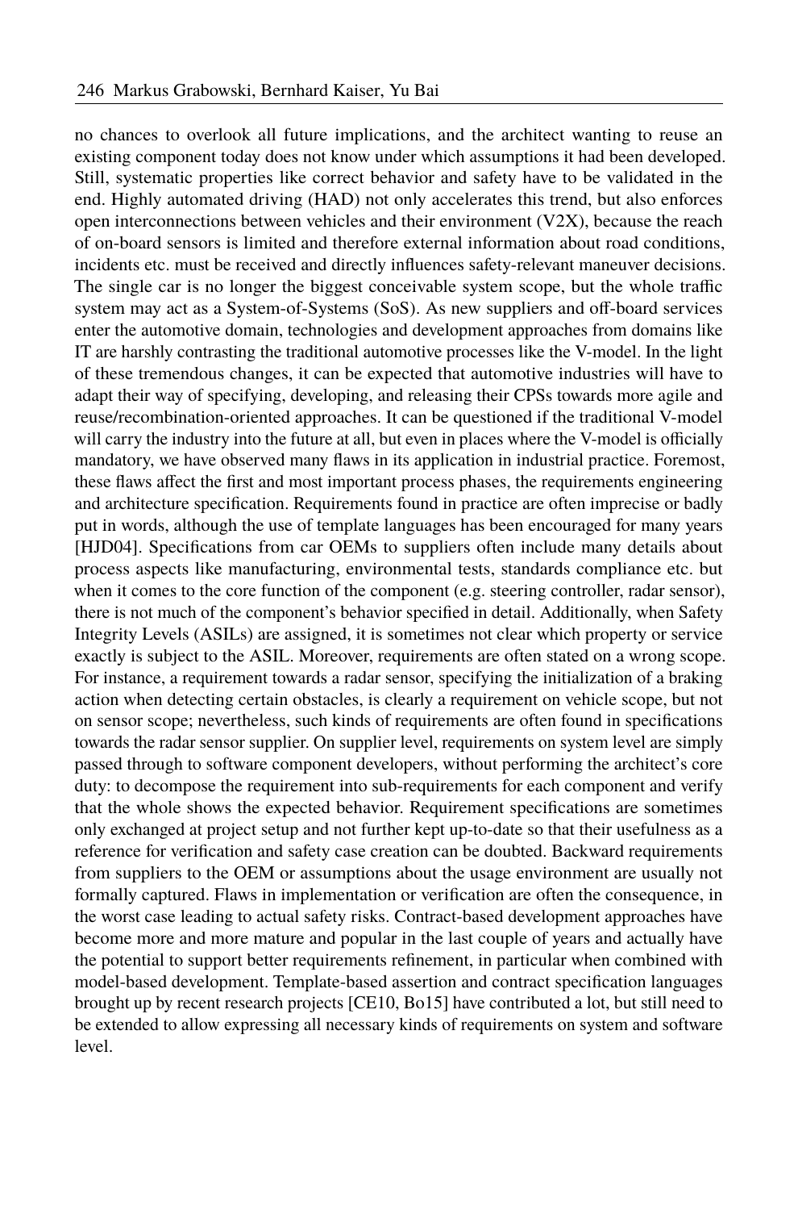no chances to overlook all future implications, and the architect wanting to reuse an existing component today does not know under which assumptions it had been developed. Still, systematic properties like correct behavior and safety have to be validated in the end. Highly automated driving (HAD) not only accelerates this trend, but also enforces open interconnections between vehicles and their environment (V2X), because the reach of on-board sensors is limited and therefore external information about road conditions, incidents etc. must be received and directly influences safety-relevant maneuver decisions. The single car is no longer the biggest conceivable system scope, but the whole traffic system may act as a System-of-Systems (SoS). As new suppliers and off-board services enter the automotive domain, technologies and development approaches from domains like IT are harshly contrasting the traditional automotive processes like the V-model. In the light of these tremendous changes, it can be expected that automotive industries will have to adapt their way of specifying, developing, and releasing their CPSs towards more agile and reuse/recombination-oriented approaches. It can be questioned if the traditional V-model will carry the industry into the future at all, but even in places where the V-model is officially mandatory, we have observed many flaws in its application in industrial practice. Foremost, these flaws affect the first and most important process phases, the requirements engineering and architecture specification. Requirements found in practice are often imprecise or badly put in words, although the use of template languages has been encouraged for many years [HJD04]. Specifications from car OEMs to suppliers often include many details about process aspects like manufacturing, environmental tests, standards compliance etc. but when it comes to the core function of the component (e.g. steering controller, radar sensor), there is not much of the component's behavior specified in detail. Additionally, when Safety Integrity Levels (ASILs) are assigned, it is sometimes not clear which property or service exactly is subject to the ASIL. Moreover, requirements are often stated on a wrong scope. For instance, a requirement towards a radar sensor, specifying the initialization of a braking action when detecting certain obstacles, is clearly a requirement on vehicle scope, but not on sensor scope; nevertheless, such kinds of requirements are often found in specifications towards the radar sensor supplier. On supplier level, requirements on system level are simply passed through to software component developers, without performing the architect's core duty: to decompose the requirement into sub-requirements for each component and verify that the whole shows the expected behavior. Requirement specifications are sometimes only exchanged at project setup and not further kept up-to-date so that their usefulness as a reference for verification and safety case creation can be doubted. Backward requirements from suppliers to the OEM or assumptions about the usage environment are usually not formally captured. Flaws in implementation or verification are often the consequence, in the worst case leading to actual safety risks. Contract-based development approaches have become more and more mature and popular in the last couple of years and actually have the potential to support better requirements refinement, in particular when combined with model-based development. Template-based assertion and contract specification languages brought up by recent research projects [CE10, Bo15] have contributed a lot, but still need to be extended to allow expressing all necessary kinds of requirements on system and software level.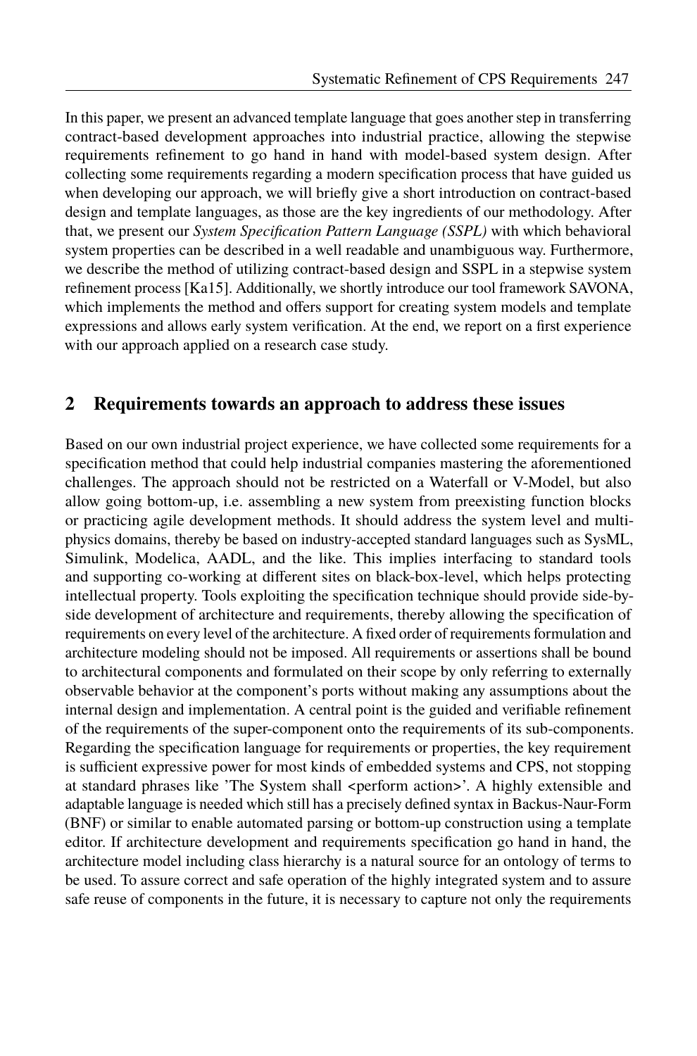In this paper, we present an advanced template language that goes another step in transferring contract-based development approaches into industrial practice, allowing the stepwise requirements refinement to go hand in hand with model-based system design. After collecting some requirements regarding a modern specification process that have guided us when developing our approach, we will briefly give a short introduction on contract-based design and template languages, as those are the key ingredients of our methodology. After that, we present our *System Specification Pattern Language (SSPL)* with which behavioral system properties can be described in a well readable and unambiguous way. Furthermore, we describe the method of utilizing contract-based design and SSPL in a stepwise system refinement process [Ka15]. Additionally, we shortly introduce our tool framework SAVONA, which implements the method and offers support for creating system models and template expressions and allows early system verification. At the end, we report on a first experience with our approach applied on a research case study.

## 2 Requirements towards an approach to address these issues

Based on our own industrial project experience, we have collected some requirements for a specification method that could help industrial companies mastering the aforementioned challenges. The approach should not be restricted on a Waterfall or V-Model, but also allow going bottom-up, i.e. assembling a new system from preexisting function blocks or practicing agile development methods. It should address the system level and multi-physics domains, thereby be based on industry-accepted standard languages such as SysML, Simulink, Modelica, AADL, and the like. This implies interfacing to standard tools and supporting co-working at different sites on black-box-level, which helps protecting intellectual property. Tools exploiting the specification technique should provide side-by-side development of architecture and requirements, thereby allowing the specification of requirements on every level of the architecture. A fixed order of requirements formulation and architecture modeling should not be imposed. All requirements or assertions shall be bound to architectural components and formulated on their scope by only referring to externally observable behavior at the component's ports without making any assumptions about the internal design and implementation. A central point is the guided and verifiable refinement of the requirements of the super-component onto the requirements of its sub-components. Regarding the specification language for requirements or properties, the key requirement is sufficient expressive power for most kinds of embedded systems and CPS, not stopping at standard phrases like 'The System shall <perform action>'. A highly extensible and adaptable language is needed which still has a precisely defined syntax in Backus-Naur-Form (BNF) or similar to enable automated parsing or bottom-up construction using a template editor. If architecture development and requirements specification go hand in hand, the architecture model including class hierarchy is a natural source for an ontology of terms to be used. To assure correct and safe operation of the highly integrated system and to assure safe reuse of components in the future, it is necessary to capture not only the requirements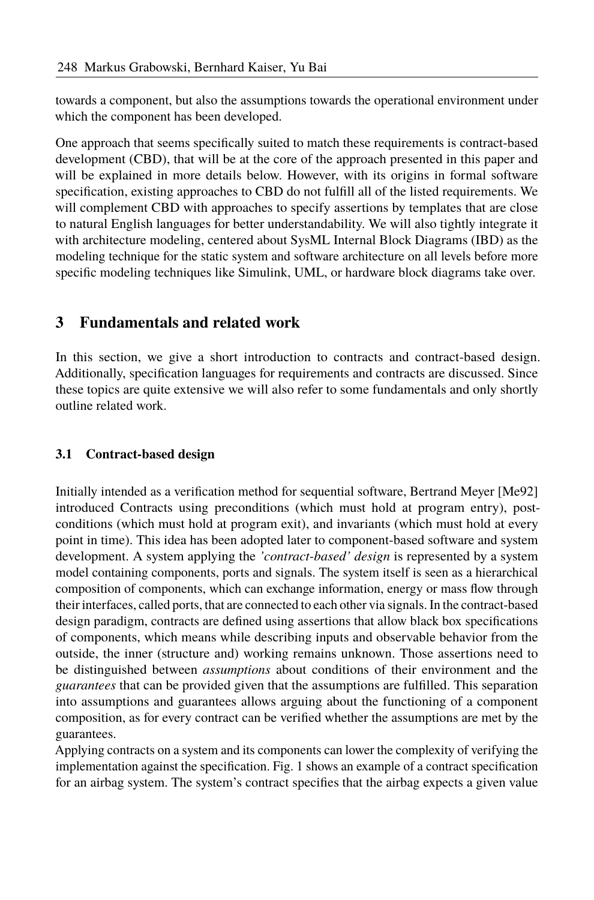towards a component, but also the assumptions towards the operational environment under which the component has been developed.

One approach that seems specifically suited to match these requirements is contract-based development (CBD), that will be at the core of the approach presented in this paper and will be explained in more details below. However, with its origins in formal software specification, existing approaches to CBD do not fulfill all of the listed requirements. We will complement CBD with approaches to specify assertions by templates that are close to natural English languages for better understandability. We will also tightly integrate it with architecture modeling, centered about SysML Internal Block Diagrams (IBD) as the modeling technique for the static system and software architecture on all levels before more specific modeling techniques like Simulink, UML, or hardware block diagrams take over.

## 3 Fundamentals and related work

In this section, we give a short introduction to contracts and contract-based design. Additionally, specification languages for requirements and contracts are discussed. Since these topics are quite extensive we will also refer to some fundamentals and only shortly outline related work.

### 3.1 Contract-based design

Initially intended as a verification method for sequential software, Bertrand Meyer [Me92] introduced Contracts using preconditions (which must hold at program entry), post-conditions (which must hold at program exit), and invariants (which must hold at every point in time). This idea has been adopted later to component-based software and system development. A system applying the *'contract-based' design* is represented by a system model containing components, ports and signals. The system itself is seen as a hierarchical composition of components, which can exchange information, energy or mass flow through their interfaces, called ports, that are connected to each other via signals. In the contract-based design paradigm, contracts are defined using assertions that allow black box specifications of components, which means while describing inputs and observable behavior from the outside, the inner (structure and) working remains unknown. Those assertions need to be distinguished between *assumptions* about conditions of their environment and the *guarantees* that can be provided given that the assumptions are fulfilled. This separation into assumptions and guarantees allows arguing about the functioning of a component composition, as for every contract can be verified whether the assumptions are met by the guarantees.

Applying contracts on a system and its components can lower the complexity of verifying the implementation against the specification. Fig. 1 shows an example of a contract specification for an airbag system. The system's contract specifies that the airbag expects a given value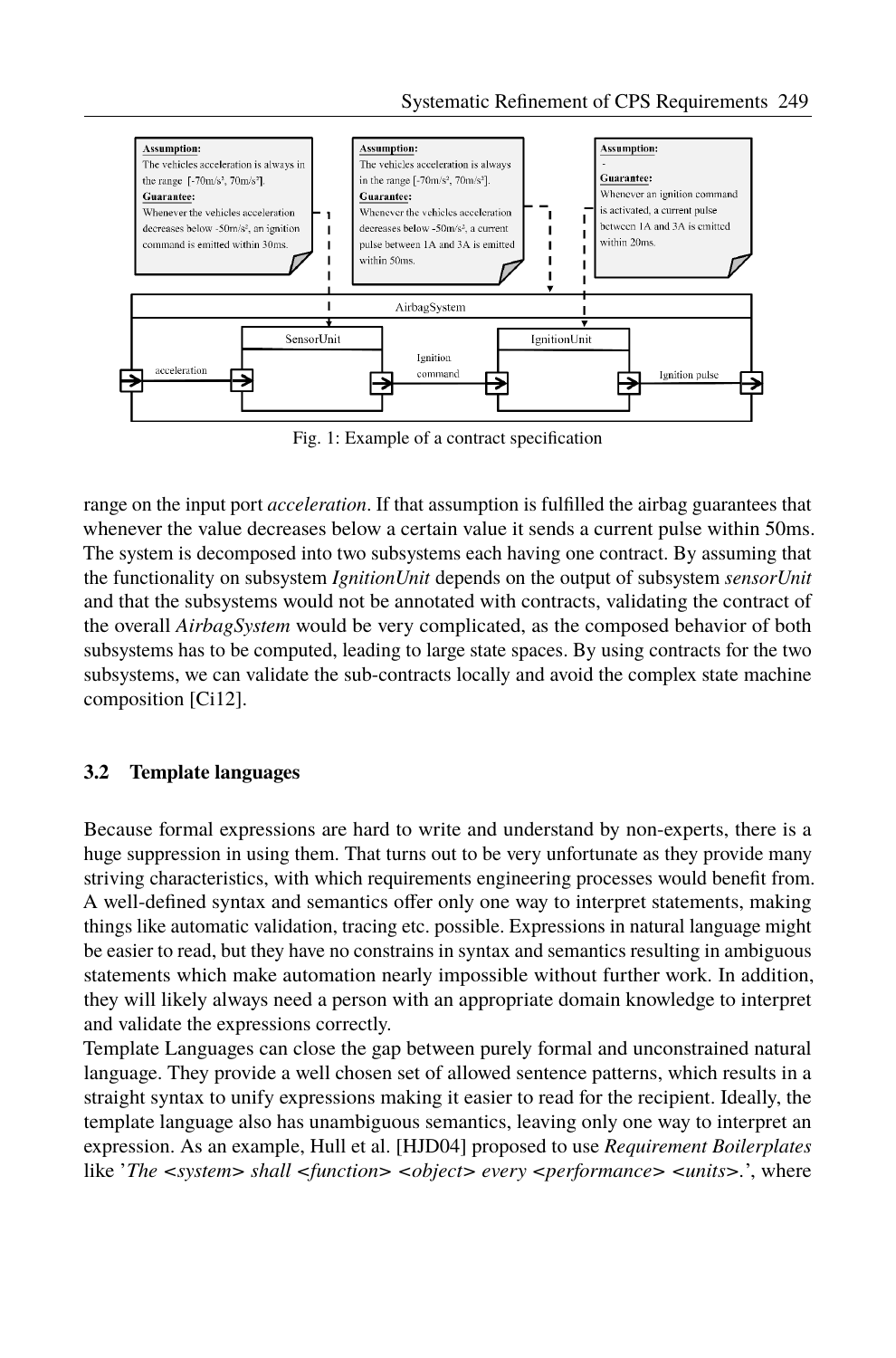Fig. 1: Example of a contract specification

range on the input port *acceleration*. If that assumption is fulfilled the airbag guarantees that whenever the value decreases below a certain value it sends a current pulse within 50ms. The system is decomposed into two subsystems each having one contract. By assuming that the functionality on subsystem *IgnitionUnit* depends on the output of subsystem *sensorUnit* and that the subsystems would not be annotated with contracts, validating the contract of the overall *AirbagSystem* would be very complicated, as the composed behavior of both subsystems has to be computed, leading to large state spaces. By using contracts for the two subsystems, we can validate the sub-contracts locally and avoid the complex state machine composition [Ci12].

### 3.2 Template languages

Because formal expressions are hard to write and understand by non-experts, there is a huge suppression in using them. That turns out to be very unfortunate as they provide many striving characteristics, with which requirements engineering processes would benefit from. A well-defined syntax and semantics offer only one way to interpret statements, making things like automatic validation, tracing etc. possible. Expressions in natural language might be easier to read, but they have no constrains in syntax and semantics resulting in ambiguous statements which make automation nearly impossible without further work. In addition, they will likely always need a person with an appropriate domain knowledge to interpret and validate the expressions correctly.

Template Languages can close the gap between purely formal and unconstrained natural language. They provide a well chosen set of allowed sentence patterns, which results in a straight syntax to unify expressions making it easier to read for the recipient. Ideally, the template language also has unambiguous semantics, leaving only one way to interpret an expression. As an example, Hull et al. [HJD04] proposed to use *Requirement Boilerplates* like '*The <system> shall <function> <object> every <performance> <units>*.', where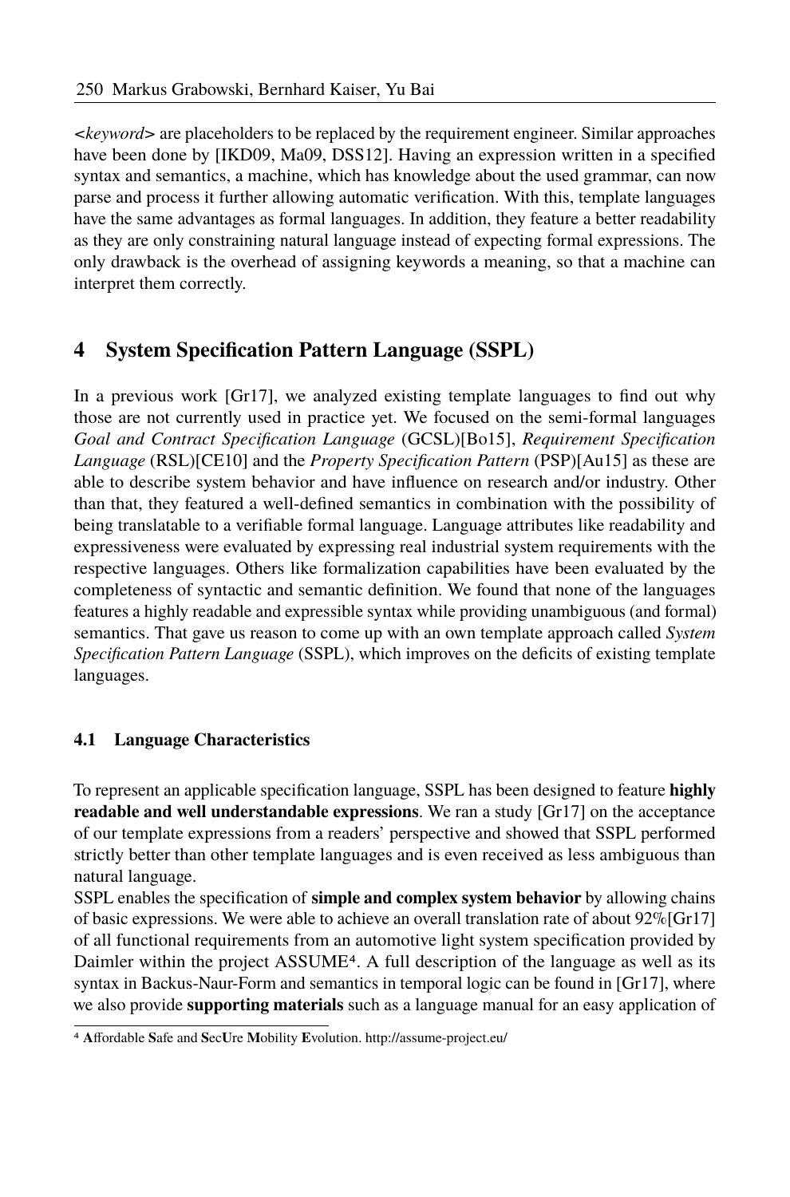<*keyword*> are placeholders to be replaced by the requirement engineer. Similar approaches have been done by [IKD09, Ma09, DSS12]. Having an expression written in a specified syntax and semantics, a machine, which has knowledge about the used grammar, can now parse and process it further allowing automatic verification. With this, template languages have the same advantages as formal languages. In addition, they feature a better readability as they are only constraining natural language instead of expecting formal expressions. The only drawback is the overhead of assigning keywords a meaning, so that a machine can interpret them correctly.

## 4 System Specification Pattern Language (SSPL)

In a previous work [Gr17], we analyzed existing template languages to find out why those are not currently used in practice yet. We focused on the semi-formal languages *Goal and Contract Specification Language* (GCSL)[Bo15], *Requirement Specification Language* (RSL)[CE10] and the *Property Specification Pattern* (PSP)[Au15] as these are able to describe system behavior and have influence on research and/or industry. Other than that, they featured a well-defined semantics in combination with the possibility of being translatable to a verifiable formal language. Language attributes like readability and expressiveness were evaluated by expressing real industrial system requirements with the respective languages. Others like formalization capabilities have been evaluated by the completeness of syntactic and semantic definition. We found that none of the languages features a highly readable and expressible syntax while providing unambiguous (and formal) semantics. That gave us reason to come up with an own template approach called *System Specification Pattern Language* (SSPL), which improves on the deficits of existing template languages.

### 4.1 Language Characteristics

To represent an applicable specification language, SSPL has been designed to feature **highly readable and well understandable expressions**. We ran a study [Gr17] on the acceptance of our template expressions from a readers' perspective and showed that SSPL performed strictly better than other template languages and is even received as less ambiguous than natural language.

SSPL enables the specification of **simple and complex system behavior** by allowing chains of basic expressions. We were able to achieve an overall translation rate of about 92%[Gr17] of all functional requirements from an automotive light system specification provided by Daimler within the project ASSUME[4]. A full description of the language as well as its syntax in Backus-Naur-Form and semantics in temporal logic can be found in [Gr17], where we also provide **supporting materials** such as a language manual for an easy application of

[4] **A**ffordable **S**afe and **S**ec**U**re **M**obility **E**volution. http://assume-project.eu/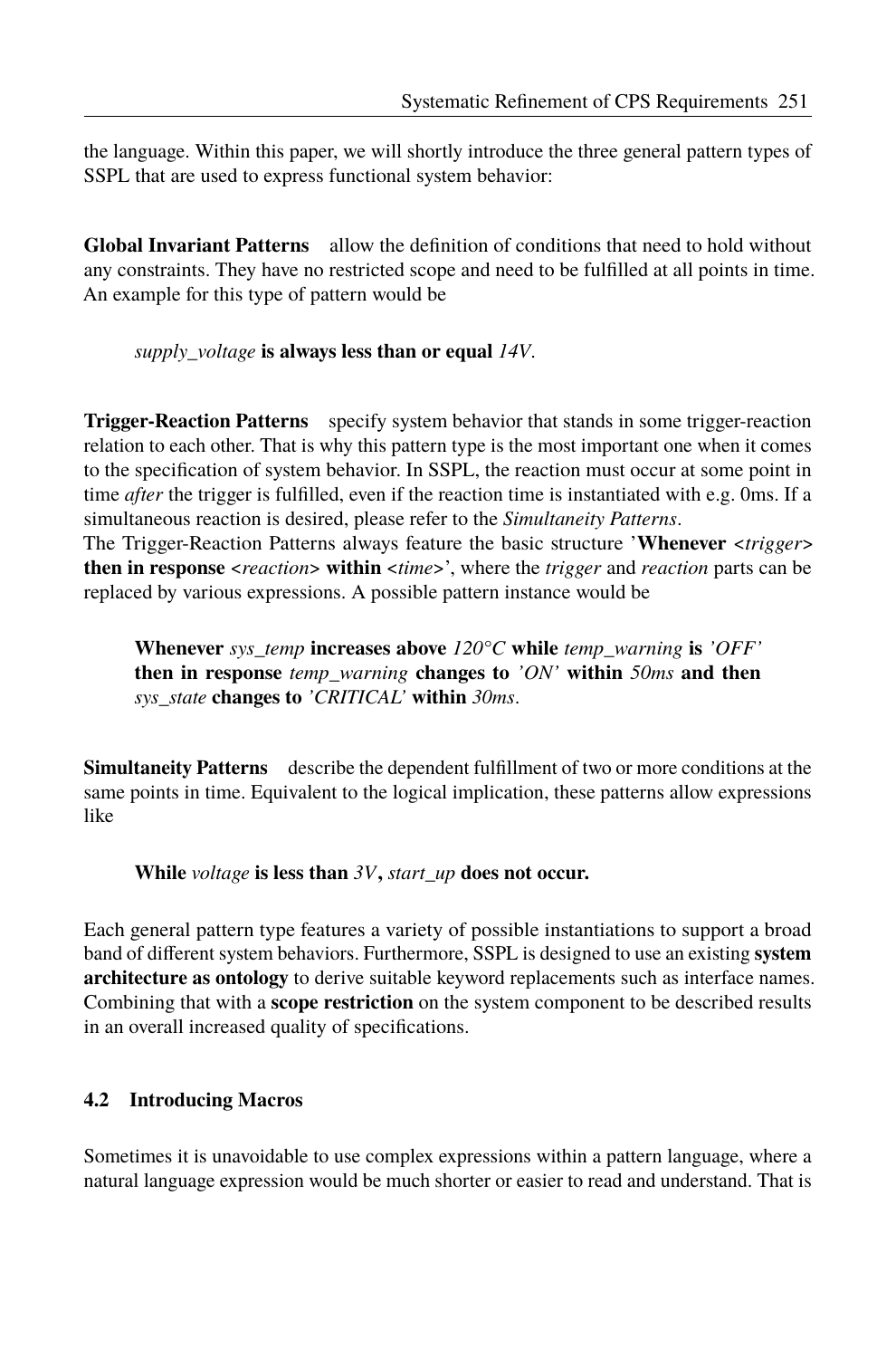the language. Within this paper, we will shortly introduce the three general pattern types of SSPL that are used to express functional system behavior:

**Global Invariant Patterns** allow the definition of conditions that need to hold without any constraints. They have no restricted scope and need to be fulfilled at all points in time. An example for this type of pattern would be

> *supply_voltage* **is always less than or equal** *14V*.

**Trigger-Reaction Patterns** specify system behavior that stands in some trigger-reaction relation to each other. That is why this pattern type is the most important one when it comes to the specification of system behavior. In SSPL, the reaction must occur at some point in time *after* the trigger is fulfilled, even if the reaction time is instantiated with e.g. 0ms. If a simultaneous reaction is desired, please refer to the *Simultaneity Patterns*.
The Trigger-Reaction Patterns always feature the basic structure '**Whenever** <*trigger*> **then in response** <*reaction*> **within** <*time*>', where the *trigger* and *reaction* parts can be replaced by various expressions. A possible pattern instance would be

> **Whenever** *sys_temp* **increases above** *120°C* **while** *temp_warning* **is** *'OFF'* **then in response** *temp_warning* **changes to** *'ON'* **within** *50ms* **and then** *sys_state* **changes to** *'CRITICAL'* **within** *30ms*.

**Simultaneity Patterns** describe the dependent fulfillment of two or more conditions at the same points in time. Equivalent to the logical implication, these patterns allow expressions like

> **While** *voltage* **is less than** *3V*, *start_up* **does not occur.**

Each general pattern type features a variety of possible instantiations to support a broad band of different system behaviors. Furthermore, SSPL is designed to use an existing **system architecture as ontology** to derive suitable keyword replacements such as interface names. Combining that with a **scope restriction** on the system component to be described results in an overall increased quality of specifications.

### 4.2 Introducing Macros

Sometimes it is unavoidable to use complex expressions within a pattern language, where a natural language expression would be much shorter or easier to read and understand. That is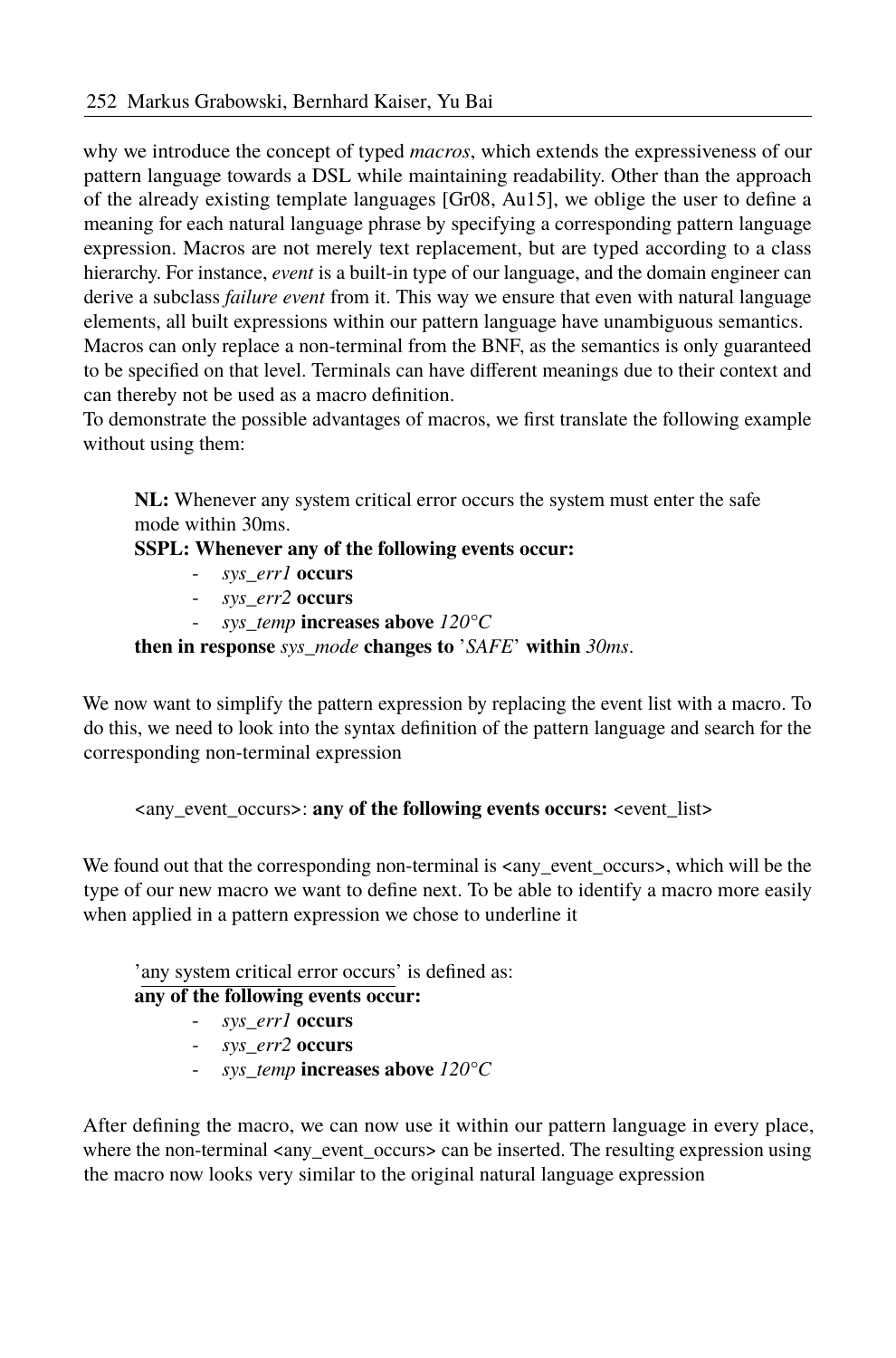why we introduce the concept of typed *macros*, which extends the expressiveness of our pattern language towards a DSL while maintaining readability. Other than the approach of the already existing template languages [Gr08, Au15], we oblige the user to define a meaning for each natural language phrase by specifying a corresponding pattern language expression. Macros are not merely text replacement, but are typed according to a class hierarchy. For instance, *event* is a built-in type of our language, and the domain engineer can derive a subclass *failure event* from it. This way we ensure that even with natural language elements, all built expressions within our pattern language have unambiguous semantics.
Macros can only replace a non-terminal from the BNF, as the semantics is only guaranteed to be specified on that level. Terminals can have different meanings due to their context and can thereby not be used as a macro definition.
To demonstrate the possible advantages of macros, we first translate the following example without using them:

> **NL:** Whenever any system critical error occurs the system must enter the safe mode within 30ms.
> **SSPL: Whenever any of the following events occur:**
> - *sys_err1* **occurs**
> - *sys_err2* **occurs**
> - *sys_temp* **increases above** *120°C*
>
> **then in response** *sys_mode* **changes to** '*SAFE*' **within** *30ms*.

We now want to simplify the pattern expression by replacing the event list with a macro. To do this, we need to look into the syntax definition of the pattern language and search for the corresponding non-terminal expression

> <any_event_occurs>: **any of the following events occurs:** <event_list>

We found out that the corresponding non-terminal is <any_event_occurs>, which will be the type of our new macro we want to define next. To be able to identify a macro more easily when applied in a pattern expression we chose to underline it

> '<u>any system critical error occurs</u>' is defined as:
> **any of the following events occur:**
> - *sys_err1* **occurs**
> - *sys_err2* **occurs**
> - *sys_temp* **increases above** *120°C*

After defining the macro, we can now use it within our pattern language in every place, where the non-terminal <any_event_occurs> can be inserted. The resulting expression using the macro now looks very similar to the original natural language expression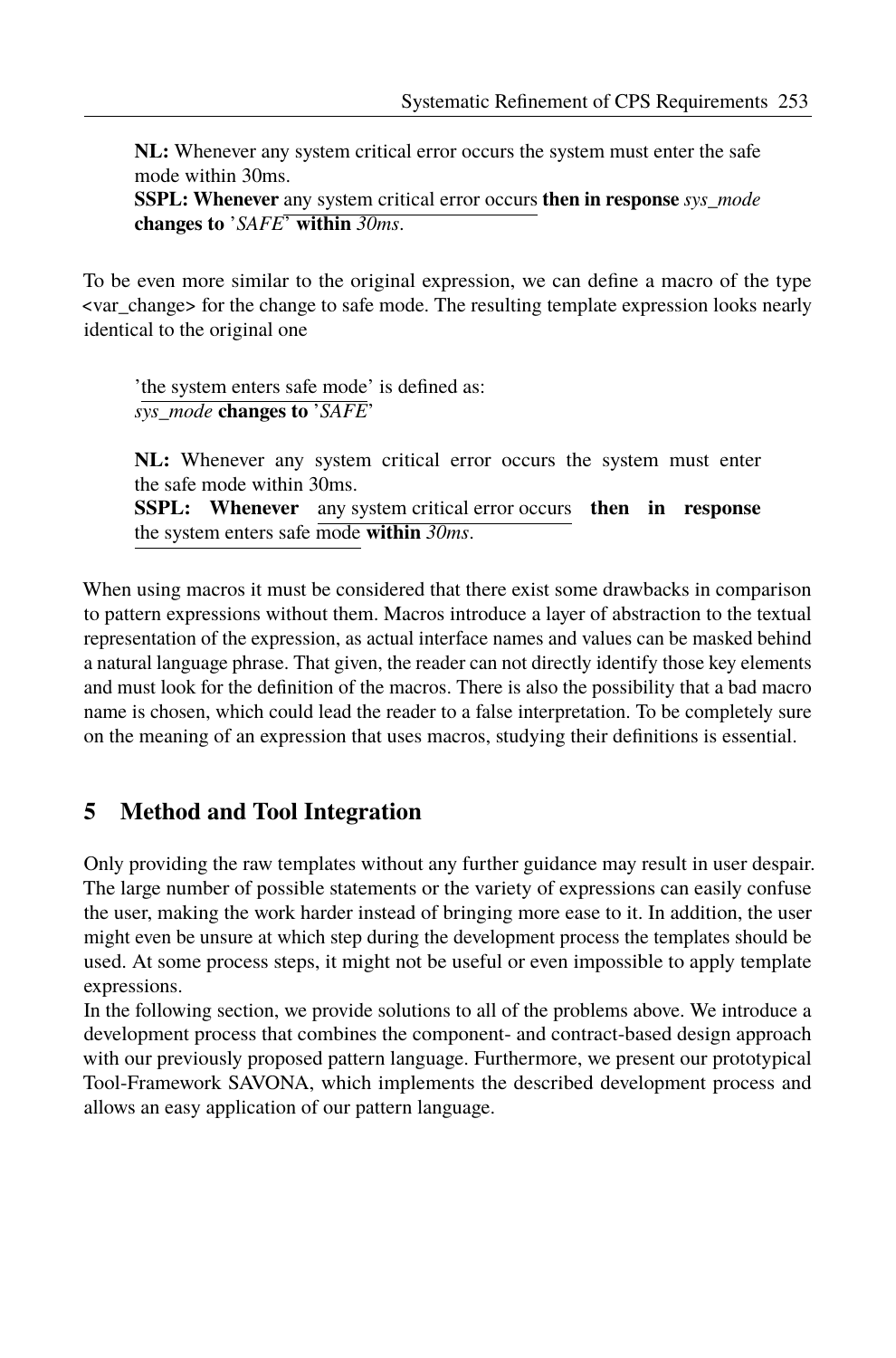**NL:** Whenever any system critical error occurs the system must enter the safe mode within 30ms.
**SSPL: Whenever** any system critical error occurs **then in response** *sys_mode* **changes to** '*SAFE*' **within** *30ms*.

To be even more similar to the original expression, we can define a macro of the type <var_change> for the change to safe mode. The resulting template expression looks nearly identical to the original one

'the system enters safe mode' is defined as:
*sys_mode* **changes to** '*SAFE*'

**NL:** Whenever any system critical error occurs the system must enter the safe mode within 30ms.
**SSPL: Whenever** any system critical error occurs **then in response** the system enters safe mode **within** *30ms*.

When using macros it must be considered that there exist some drawbacks in comparison to pattern expressions without them. Macros introduce a layer of abstraction to the textual representation of the expression, as actual interface names and values can be masked behind a natural language phrase. That given, the reader can not directly identify those key elements and must look for the definition of the macros. There is also the possibility that a bad macro name is chosen, which could lead the reader to a false interpretation. To be completely sure on the meaning of an expression that uses macros, studying their definitions is essential.

## 5 Method and Tool Integration

Only providing the raw templates without any further guidance may result in user despair. The large number of possible statements or the variety of expressions can easily confuse the user, making the work harder instead of bringing more ease to it. In addition, the user might even be unsure at which step during the development process the templates should be used. At some process steps, it might not be useful or even impossible to apply template expressions.

In the following section, we provide solutions to all of the problems above. We introduce a development process that combines the component- and contract-based design approach with our previously proposed pattern language. Furthermore, we present our prototypical Tool-Framework SAVONA, which implements the described development process and allows an easy application of our pattern language.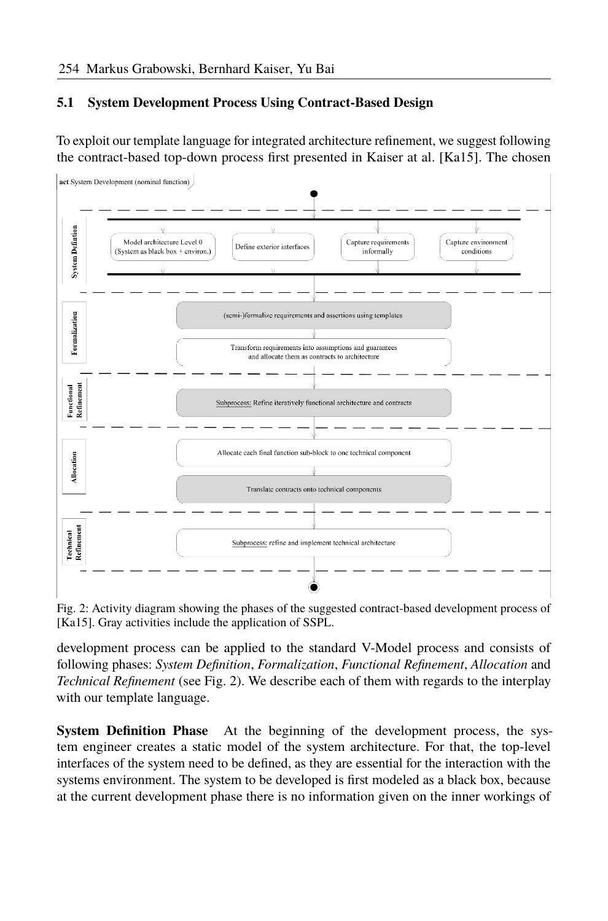### 5.1 System Development Process Using Contract-Based Design

To exploit our template language for integrated architecture refinement, we suggest following the contract-based top-down process first presented in Kaiser at al. [Ka15]. The chosen

Fig. 2: Activity diagram showing the phases of the suggested contract-based development process of [Ka15]. Gray activities include the application of SSPL.

development process can be applied to the standard V-Model process and consists of following phases: *System Definition*, *Formalization*, *Functional Refinement*, *Allocation* and *Technical Refinement* (see Fig. 2). We describe each of them with regards to the interplay with our template language.

**System Definition Phase** At the beginning of the development process, the system engineer creates a static model of the system architecture. For that, the top-level interfaces of the system need to be defined, as they are essential for the interaction with the systems environment. The system to be developed is first modeled as a black box, because at the current development phase there is no information given on the inner workings of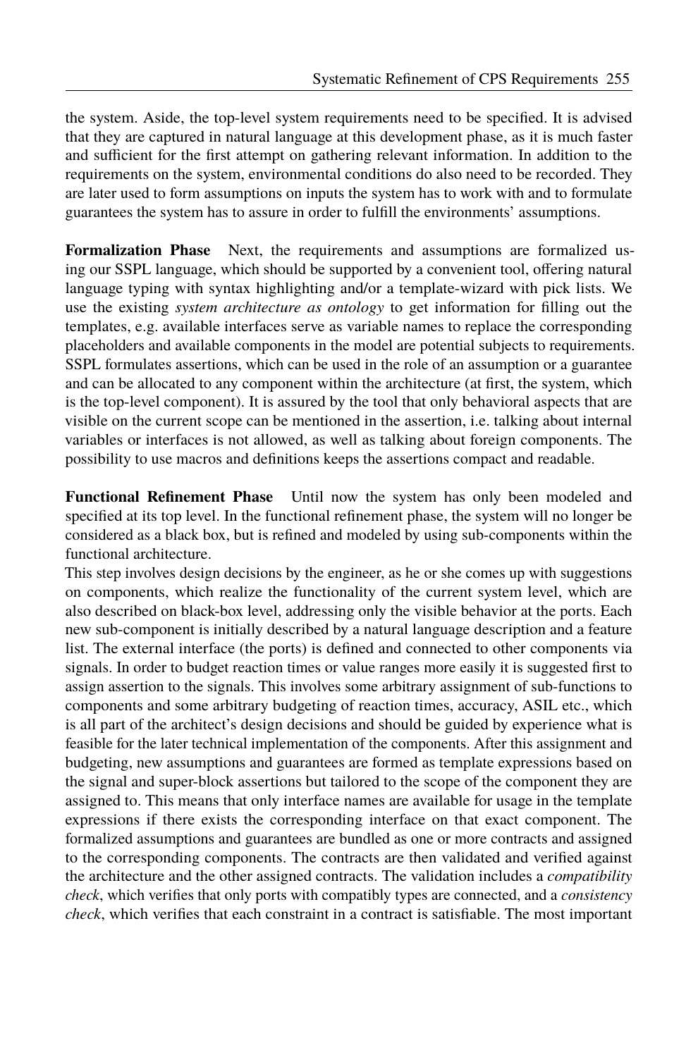the system. Aside, the top-level system requirements need to be specified. It is advised that they are captured in natural language at this development phase, as it is much faster and sufficient for the first attempt on gathering relevant information. In addition to the requirements on the system, environmental conditions do also need to be recorded. They are later used to form assumptions on inputs the system has to work with and to formulate guarantees the system has to assure in order to fulfill the environments' assumptions.

**Formalization Phase** Next, the requirements and assumptions are formalized using our SSPL language, which should be supported by a convenient tool, offering natural language typing with syntax highlighting and/or a template-wizard with pick lists. We use the existing *system architecture as ontology* to get information for filling out the templates, e.g. available interfaces serve as variable names to replace the corresponding placeholders and available components in the model are potential subjects to requirements. SSPL formulates assertions, which can be used in the role of an assumption or a guarantee and can be allocated to any component within the architecture (at first, the system, which is the top-level component). It is assured by the tool that only behavioral aspects that are visible on the current scope can be mentioned in the assertion, i.e. talking about internal variables or interfaces is not allowed, as well as talking about foreign components. The possibility to use macros and definitions keeps the assertions compact and readable.

**Functional Refinement Phase** Until now the system has only been modeled and specified at its top level. In the functional refinement phase, the system will no longer be considered as a black box, but is refined and modeled by using sub-components within the functional architecture.

This step involves design decisions by the engineer, as he or she comes up with suggestions on components, which realize the functionality of the current system level, which are also described on black-box level, addressing only the visible behavior at the ports. Each new sub-component is initially described by a natural language description and a feature list. The external interface (the ports) is defined and connected to other components via signals. In order to budget reaction times or value ranges more easily it is suggested first to assign assertion to the signals. This involves some arbitrary assignment of sub-functions to components and some arbitrary budgeting of reaction times, accuracy, ASIL etc., which is all part of the architect's design decisions and should be guided by experience what is feasible for the later technical implementation of the components. After this assignment and budgeting, new assumptions and guarantees are formed as template expressions based on the signal and super-block assertions but tailored to the scope of the component they are assigned to. This means that only interface names are available for usage in the template expressions if there exists the corresponding interface on that exact component. The formalized assumptions and guarantees are bundled as one or more contracts and assigned to the corresponding components. The contracts are then validated and verified against the architecture and the other assigned contracts. The validation includes a *compatibility check*, which verifies that only ports with compatibly types are connected, and a *consistency check*, which verifies that each constraint in a contract is satisfiable. The most important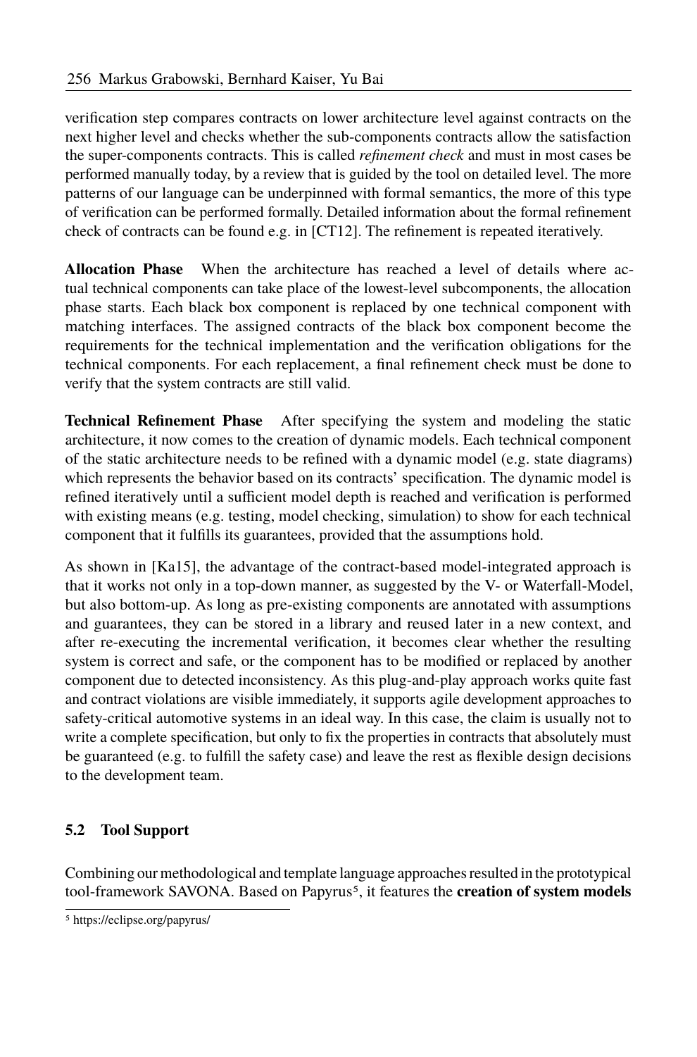verification step compares contracts on lower architecture level against contracts on the next higher level and checks whether the sub-components contracts allow the satisfaction the super-components contracts. This is called *refinement check* and must in most cases be performed manually today, by a review that is guided by the tool on detailed level. The more patterns of our language can be underpinned with formal semantics, the more of this type of verification can be performed formally. Detailed information about the formal refinement check of contracts can be found e.g. in [CT12]. The refinement is repeated iteratively.

**Allocation Phase** When the architecture has reached a level of details where actual technical components can take place of the lowest-level subcomponents, the allocation phase starts. Each black box component is replaced by one technical component with matching interfaces. The assigned contracts of the black box component become the requirements for the technical implementation and the verification obligations for the technical components. For each replacement, a final refinement check must be done to verify that the system contracts are still valid.

**Technical Refinement Phase** After specifying the system and modeling the static architecture, it now comes to the creation of dynamic models. Each technical component of the static architecture needs to be refined with a dynamic model (e.g. state diagrams) which represents the behavior based on its contracts' specification. The dynamic model is refined iteratively until a sufficient model depth is reached and verification is performed with existing means (e.g. testing, model checking, simulation) to show for each technical component that it fulfills its guarantees, provided that the assumptions hold.

As shown in [Ka15], the advantage of the contract-based model-integrated approach is that it works not only in a top-down manner, as suggested by the V- or Waterfall-Model, but also bottom-up. As long as pre-existing components are annotated with assumptions and guarantees, they can be stored in a library and reused later in a new context, and after re-executing the incremental verification, it becomes clear whether the resulting system is correct and safe, or the component has to be modified or replaced by another component due to detected inconsistency. As this plug-and-play approach works quite fast and contract violations are visible immediately, it supports agile development approaches to safety-critical automotive systems in an ideal way. In this case, the claim is usually not to write a complete specification, but only to fix the properties in contracts that absolutely must be guaranteed (e.g. to fulfill the safety case) and leave the rest as flexible design decisions to the development team.

### 5.2 Tool Support

Combining our methodological and template language approaches resulted in the prototypical tool-framework SAVONA. Based on Papyrus[5], it features the **creation of system models**

[5] https://eclipse.org/papyrus/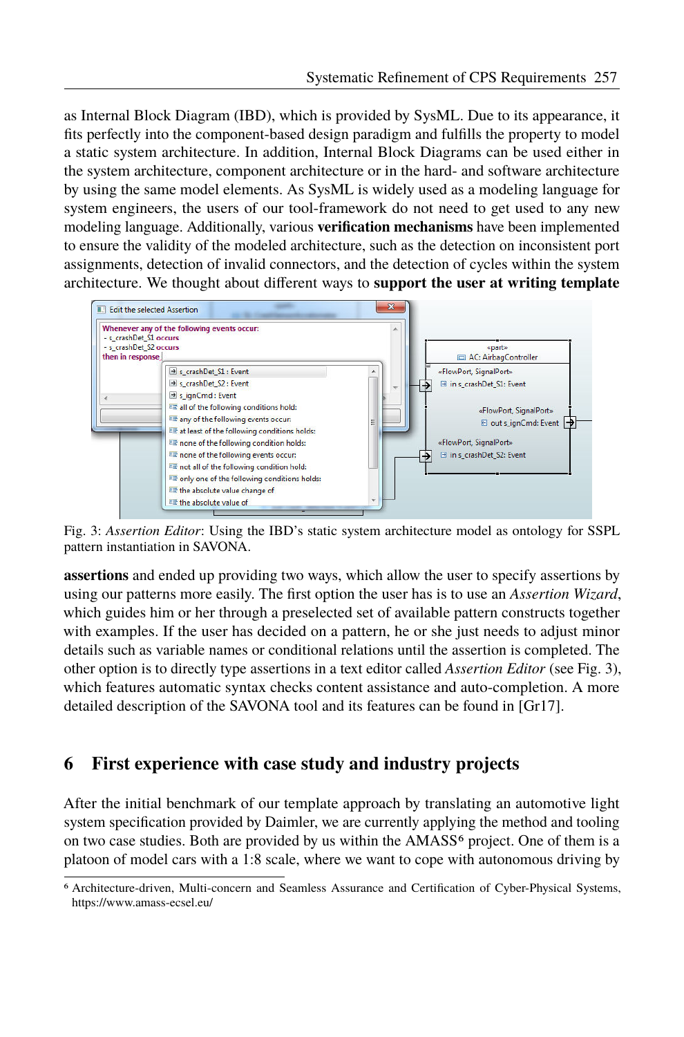as Internal Block Diagram (IBD), which is provided by SysML. Due to its appearance, it fits perfectly into the component-based design paradigm and fulfills the property to model a static system architecture. In addition, Internal Block Diagrams can be used either in the system architecture, component architecture or in the hard- and software architecture by using the same model elements. As SysML is widely used as a modeling language for system engineers, the users of our tool-framework do not need to get used to any new modeling language. Additionally, various **verification mechanisms** have been implemented to ensure the validity of the modeled architecture, such as the detection on inconsistent port assignments, detection of invalid connectors, and the detection of cycles within the system architecture. We thought about different ways to **support the user at writing template**

Fig. 3: *Assertion Editor*: Using the IBD's static system architecture model as ontology for SSPL pattern instantiation in SAVONA.

**assertions** and ended up providing two ways, which allow the user to specify assertions by using our patterns more easily. The first option the user has is to use an *Assertion Wizard*, which guides him or her through a preselected set of available pattern constructs together with examples. If the user has decided on a pattern, he or she just needs to adjust minor details such as variable names or conditional relations until the assertion is completed. The other option is to directly type assertions in a text editor called *Assertion Editor* (see Fig. 3), which features automatic syntax checks content assistance and auto-completion. A more detailed description of the SAVONA tool and its features can be found in [Gr17].

## 6 First experience with case study and industry projects

After the initial benchmark of our template approach by translating an automotive light system specification provided by Daimler, we are currently applying the method and tooling on two case studies. Both are provided by us within the AMASS[6] project. One of them is a platoon of model cars with a 1:8 scale, where we want to cope with autonomous driving by

[6] Architecture-driven, Multi-concern and Seamless Assurance and Certification of Cyber-Physical Systems, https://www.amass-ecsel.eu/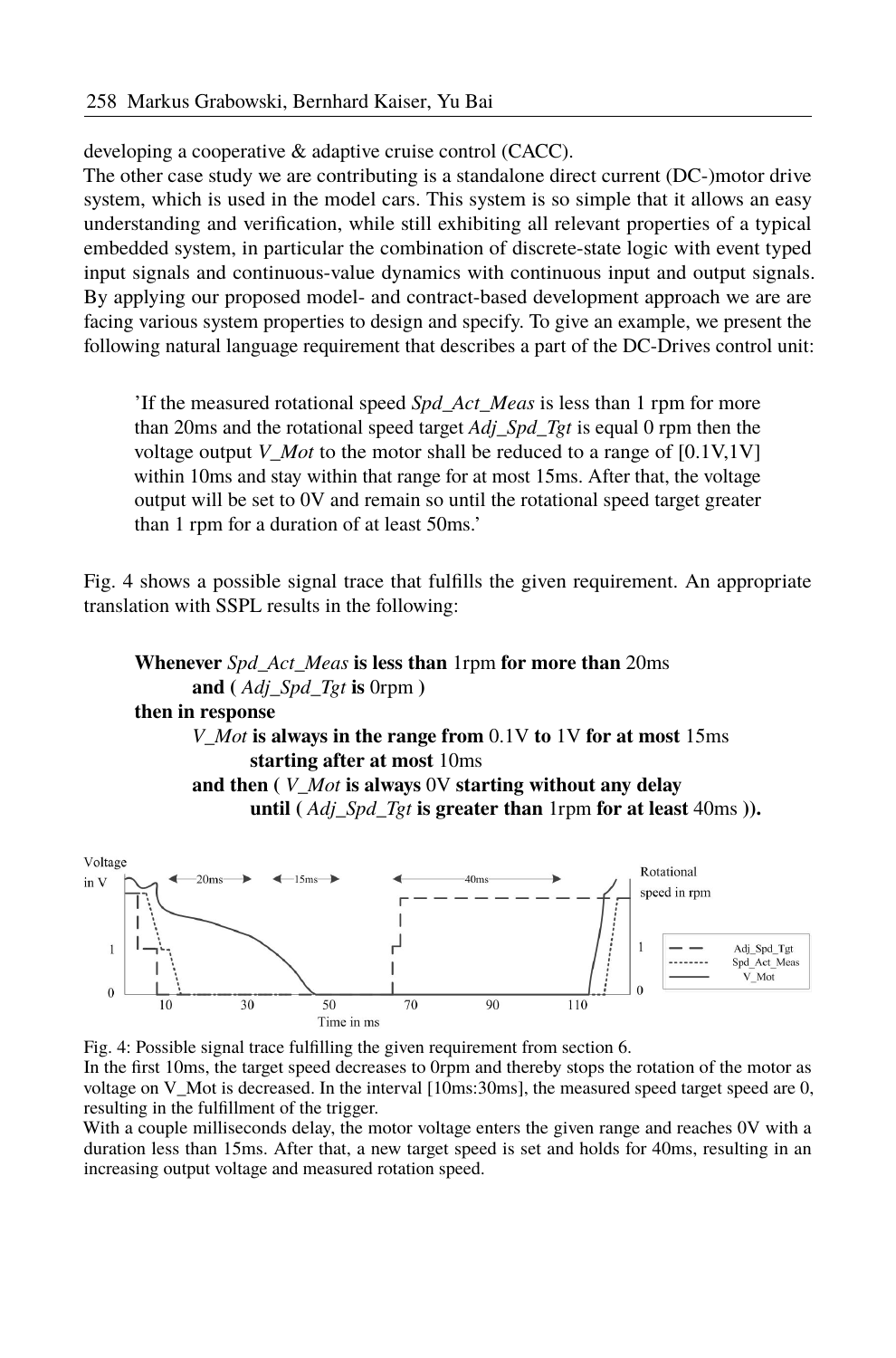developing a cooperative & adaptive cruise control (CACC).

The other case study we are contributing is a standalone direct current (DC-)motor drive system, which is used in the model cars. This system is so simple that it allows an easy understanding and verification, while still exhibiting all relevant properties of a typical embedded system, in particular the combination of discrete-state logic with event typed input signals and continuous-value dynamics with continuous input and output signals. By applying our proposed model- and contract-based development approach we are are facing various system properties to design and specify. To give an example, we present the following natural language requirement that describes a part of the DC-Drives control unit:

> 'If the measured rotational speed *Spd_Act_Meas* is less than 1 rpm for more than 20ms and the rotational speed target *Adj_Spd_Tgt* is equal 0 rpm then the voltage output *V_Mot* to the motor shall be reduced to a range of [0.1V,1V] within 10ms and stay within that range for at most 15ms. After that, the voltage output will be set to 0V and remain so until the rotational speed target greater than 1 rpm for a duration of at least 50ms.'

Fig. 4 shows a possible signal trace that fulfills the given requirement. An appropriate translation with SSPL results in the following:

> **Whenever** *Spd_Act_Meas* **is less than** 1rpm **for more than** 20ms
> &nbsp;&nbsp;&nbsp;&nbsp;**and (** *Adj_Spd_Tgt* **is** 0rpm **)**
> **then in response**
> &nbsp;&nbsp;&nbsp;&nbsp;*V_Mot* **is always in the range from** 0.1V **to** 1V **for at most** 15ms
> &nbsp;&nbsp;&nbsp;&nbsp;&nbsp;&nbsp;&nbsp;&nbsp;**starting after at most** 10ms
> &nbsp;&nbsp;&nbsp;&nbsp;**and then (** *V_Mot* **is always** 0V **starting without any delay**
> &nbsp;&nbsp;&nbsp;&nbsp;&nbsp;&nbsp;&nbsp;&nbsp;**until (** *Adj_Spd_Tgt* **is greater than** 1rpm **for at least** 40ms **)).**

Fig. 4: Possible signal trace fulfilling the given requirement from section 6.
In the first 10ms, the target speed decreases to 0rpm and thereby stops the rotation of the motor as voltage on V_Mot is decreased. In the interval [10ms:30ms], the measured speed target speed are 0, resulting in the fulfillment of the trigger.
With a couple milliseconds delay, the motor voltage enters the given range and reaches 0V with a duration less than 15ms. After that, a new target speed is set and holds for 40ms, resulting in an increasing output voltage and measured rotation speed.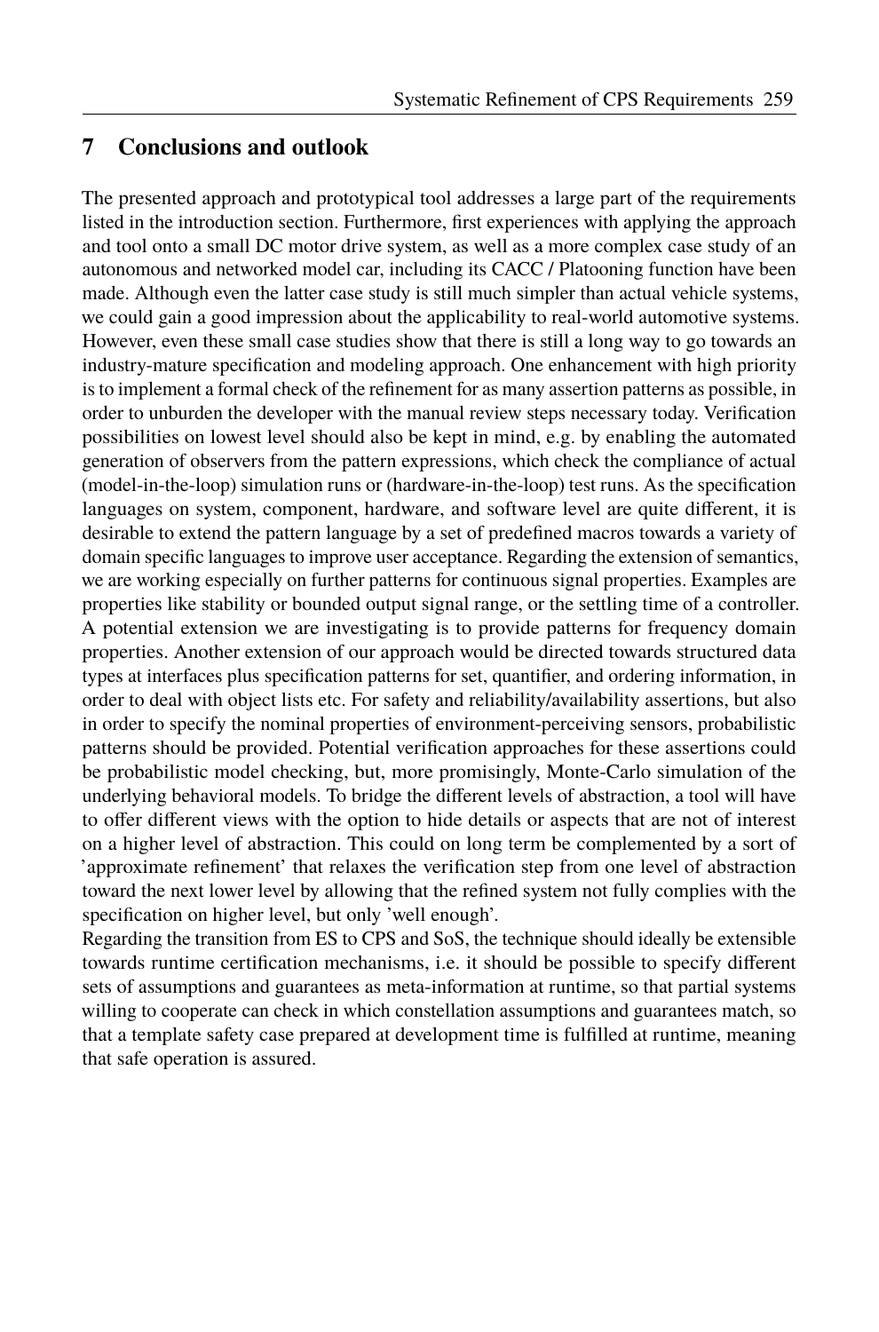## 7 Conclusions and outlook

The presented approach and prototypical tool addresses a large part of the requirements listed in the introduction section. Furthermore, first experiences with applying the approach and tool onto a small DC motor drive system, as well as a more complex case study of an autonomous and networked model car, including its CACC / Platooning function have been made. Although even the latter case study is still much simpler than actual vehicle systems, we could gain a good impression about the applicability to real-world automotive systems. However, even these small case studies show that there is still a long way to go towards an industry-mature specification and modeling approach. One enhancement with high priority is to implement a formal check of the refinement for as many assertion patterns as possible, in order to unburden the developer with the manual review steps necessary today. Verification possibilities on lowest level should also be kept in mind, e.g. by enabling the automated generation of observers from the pattern expressions, which check the compliance of actual (model-in-the-loop) simulation runs or (hardware-in-the-loop) test runs. As the specification languages on system, component, hardware, and software level are quite different, it is desirable to extend the pattern language by a set of predefined macros towards a variety of domain specific languages to improve user acceptance. Regarding the extension of semantics, we are working especially on further patterns for continuous signal properties. Examples are properties like stability or bounded output signal range, or the settling time of a controller. A potential extension we are investigating is to provide patterns for frequency domain properties. Another extension of our approach would be directed towards structured data types at interfaces plus specification patterns for set, quantifier, and ordering information, in order to deal with object lists etc. For safety and reliability/availability assertions, but also in order to specify the nominal properties of environment-perceiving sensors, probabilistic patterns should be provided. Potential verification approaches for these assertions could be probabilistic model checking, but, more promisingly, Monte-Carlo simulation of the underlying behavioral models. To bridge the different levels of abstraction, a tool will have to offer different views with the option to hide details or aspects that are not of interest on a higher level of abstraction. This could on long term be complemented by a sort of 'approximate refinement' that relaxes the verification step from one level of abstraction toward the next lower level by allowing that the refined system not fully complies with the specification on higher level, but only 'well enough'.

Regarding the transition from ES to CPS and SoS, the technique should ideally be extensible towards runtime certification mechanisms, i.e. it should be possible to specify different sets of assumptions and guarantees as meta-information at runtime, so that partial systems willing to cooperate can check in which constellation assumptions and guarantees match, so that a template safety case prepared at development time is fulfilled at runtime, meaning that safe operation is assured.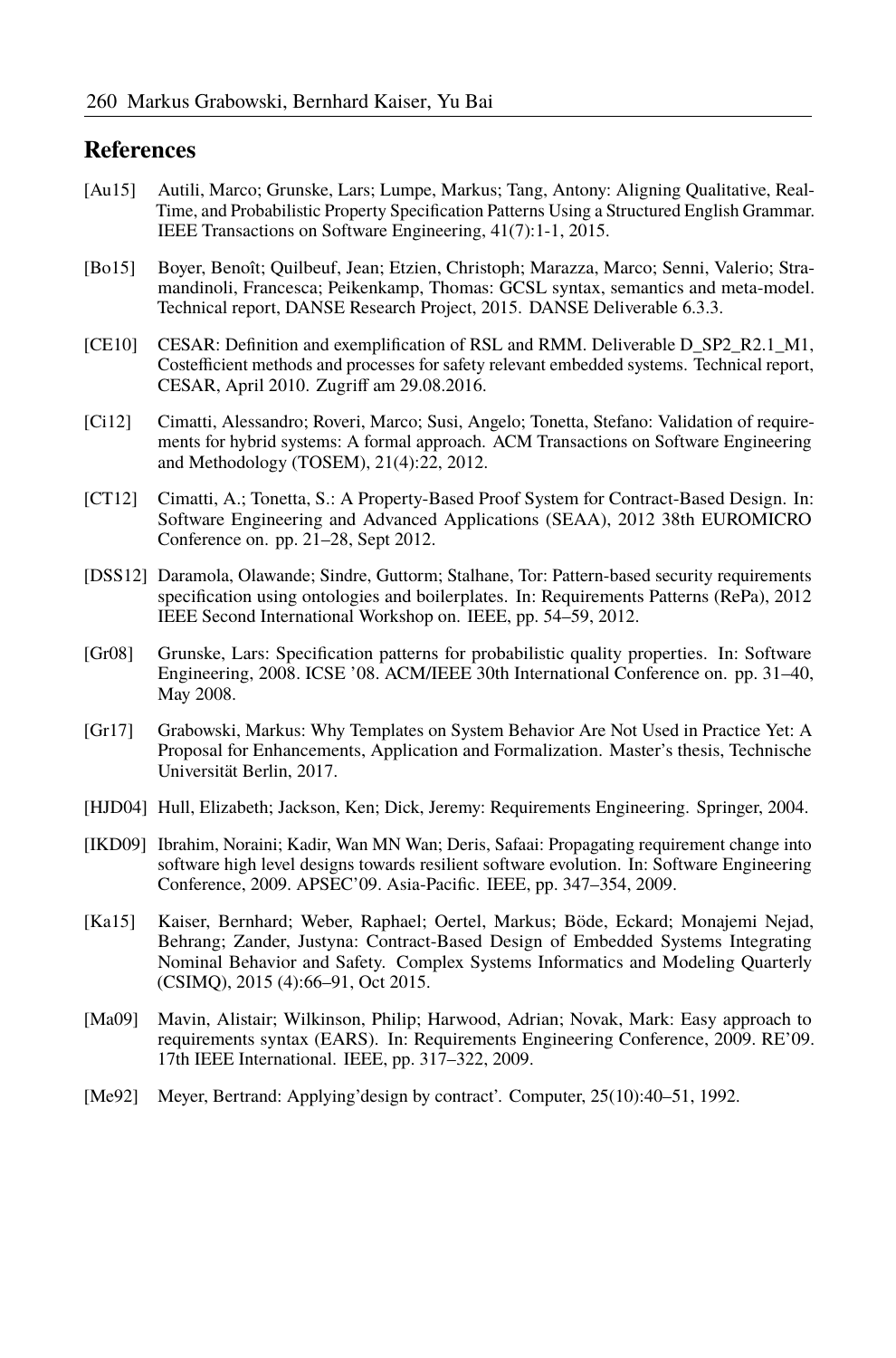## References

[Au15] Autili, Marco; Grunske, Lars; Lumpe, Markus; Tang, Antony: Aligning Qualitative, Real-Time, and Probabilistic Property Specification Patterns Using a Structured English Grammar. IEEE Transactions on Software Engineering, 41(7):1-1, 2015.

[Bo15] Boyer, Benoît; Quilbeuf, Jean; Etzien, Christoph; Marazza, Marco; Senni, Valerio; Stramandinoli, Francesca; Peikenkamp, Thomas: GCSL syntax, semantics and meta-model. Technical report, DANSE Research Project, 2015. DANSE Deliverable 6.3.3.

[CE10] CESAR: Definition and exemplification of RSL and RMM. Deliverable D_SP2_R2.1_M1, Costefficient methods and processes for safety relevant embedded systems. Technical report, CESAR, April 2010. Zugriff am 29.08.2016.

[Ci12] Cimatti, Alessandro; Roveri, Marco; Susi, Angelo; Tonetta, Stefano: Validation of requirements for hybrid systems: A formal approach. ACM Transactions on Software Engineering and Methodology (TOSEM), 21(4):22, 2012.

[CT12] Cimatti, A.; Tonetta, S.: A Property-Based Proof System for Contract-Based Design. In: Software Engineering and Advanced Applications (SEAA), 2012 38th EUROMICRO Conference on. pp. 21–28, Sept 2012.

[DSS12] Daramola, Olawande; Sindre, Guttorm; Stalhane, Tor: Pattern-based security requirements specification using ontologies and boilerplates. In: Requirements Patterns (RePa), 2012 IEEE Second International Workshop on. IEEE, pp. 54–59, 2012.

[Gr08] Grunske, Lars: Specification patterns for probabilistic quality properties. In: Software Engineering, 2008. ICSE '08. ACM/IEEE 30th International Conference on. pp. 31–40, May 2008.

[Gr17] Grabowski, Markus: Why Templates on System Behavior Are Not Used in Practice Yet: A Proposal for Enhancements, Application and Formalization. Master's thesis, Technische Universität Berlin, 2017.

[HJD04] Hull, Elizabeth; Jackson, Ken; Dick, Jeremy: Requirements Engineering. Springer, 2004.

[IKD09] Ibrahim, Noraini; Kadir, Wan MN Wan; Deris, Safaai: Propagating requirement change into software high level designs towards resilient software evolution. In: Software Engineering Conference, 2009. APSEC'09. Asia-Pacific. IEEE, pp. 347–354, 2009.

[Ka15] Kaiser, Bernhard; Weber, Raphael; Oertel, Markus; Böde, Eckard; Monajemi Nejad, Behrang; Zander, Justyna: Contract-Based Design of Embedded Systems Integrating Nominal Behavior and Safety. Complex Systems Informatics and Modeling Quarterly (CSIMQ), 2015 (4):66–91, Oct 2015.

[Ma09] Mavin, Alistair; Wilkinson, Philip; Harwood, Adrian; Novak, Mark: Easy approach to requirements syntax (EARS). In: Requirements Engineering Conference, 2009. RE'09. 17th IEEE International. IEEE, pp. 317–322, 2009.

[Me92] Meyer, Bertrand: Applying'design by contract'. Computer, 25(10):40–51, 1992.